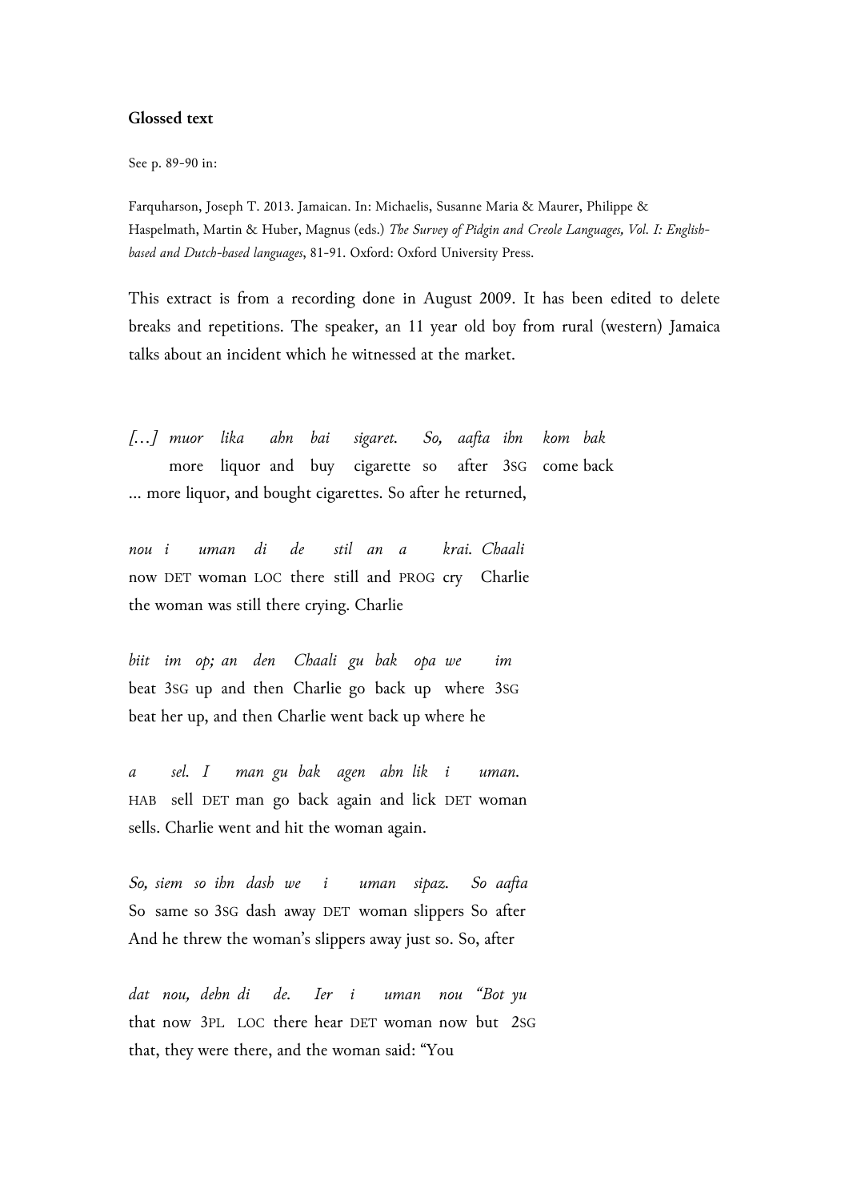**Glossed text**

See p. 89-90 in:

Farquharson, Joseph T. 2013. Jamaican. In: Michaelis, Susanne Maria & Maurer, Philippe & Haspelmath, Martin & Huber, Magnus (eds.) *The Survey of Pidgin and Creole Languages, Vol. I: English-based and Dutch-based languages*, 81-91. Oxford: Oxford University Press.

This extract is from a recording done in August 2009. It has been edited to delete breaks and repetitions. The speaker, an 11 year old boy from rural (western) Jamaica talks about an incident which he witnessed at the market.

*[…] muor lika ahn bai sigaret. So, aafta ihn kom bak*
more liquor and buy cigarette so after 3SG come back
… more liquor, and bought cigarettes. So after he returned,

*nou i uman di de stil an a krai. Chaali*
now DET woman LOC there still and PROG cry Charlie
the woman was still there crying. Charlie

*biit im op; an den Chaali gu bak opa we im*
beat 3SG up and then Charlie go back up where 3SG
beat her up, and then Charlie went back up where he

*a sel. I man gu bak agen ahn lik i uman.*
HAB sell DET man go back again and lick DET woman
sells. Charlie went and hit the woman again.

*So, siem so ihn dash we i uman sipaz. So aafta*
So same so 3SG dash away DET woman slippers So after
And he threw the woman's slippers away just so. So, after

*dat nou, dehn di de. Ier i uman nou "Bot yu*
that now 3PL LOC there hear DET woman now but 2SG
that, they were there, and the woman said: "You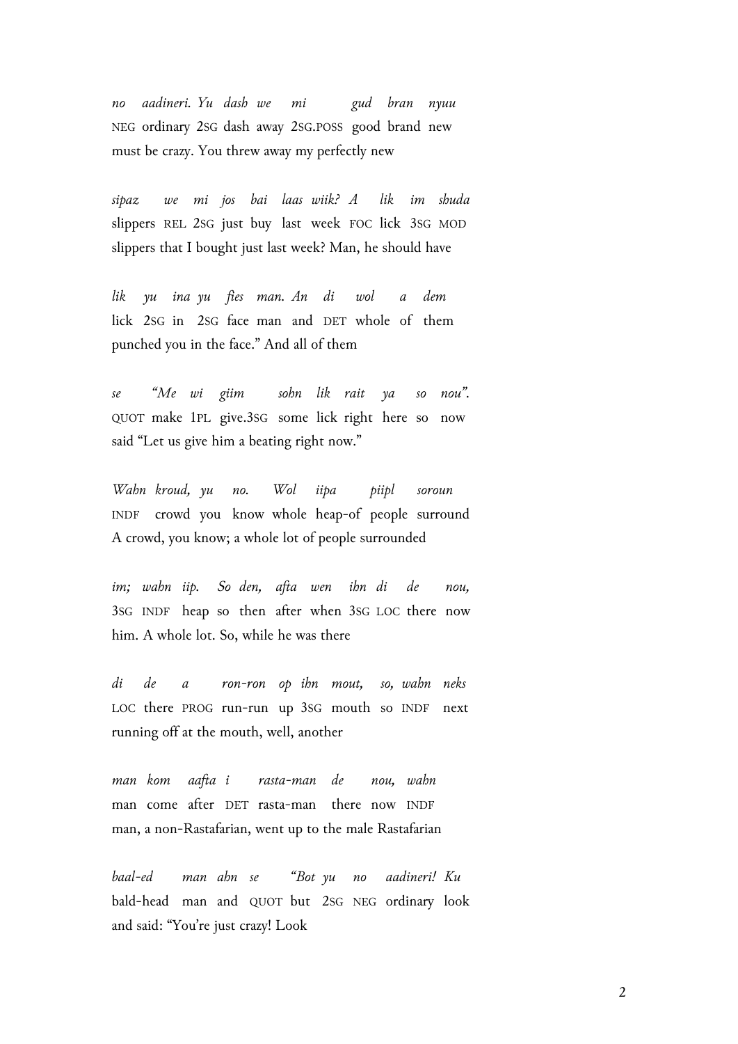*no aadineri. Yu dash we mi gud bran nyuu*
NEG ordinary 2SG dash away 2SG.POSS good brand new
must be crazy. You threw away my perfectly new

*sipaz we mi jos bai laas wiik? A lik im shuda*
slippers REL 2SG just buy last week FOC lick 3SG MOD
slippers that I bought just last week? Man, he should have

*lik yu ina yu fies man. An di wol a dem*
lick 2SG in 2SG face man and DET whole of them
punched you in the face." And all of them

*se "Me wi giim sohn lik rait ya so nou".*
QUOT make 1PL give.3SG some lick right here so now
said "Let us give him a beating right now."

*Wahn kroud, yu no. Wol iipa piipl soroun*
INDF crowd you know whole heap-of people surround
A crowd, you know; a whole lot of people surrounded

*im; wahn iip. So den, afta wen ihn di de nou,*
3SG INDF heap so then after when 3SG LOC there now
him. A whole lot. So, while he was there

*di de a ron-ron op ihn mout, so, wahn neks*
LOC there PROG run-run up 3SG mouth so INDF next
running off at the mouth, well, another

*man kom aafta i rasta-man de nou, wahn*
man come after DET rasta-man there now INDF
man, a non-Rastafarian, went up to the male Rastafarian

*baal-ed man ahn se "Bot yu no aadineri! Ku*
bald-head man and QUOT but 2SG NEG ordinary look
and said: "You're just crazy! Look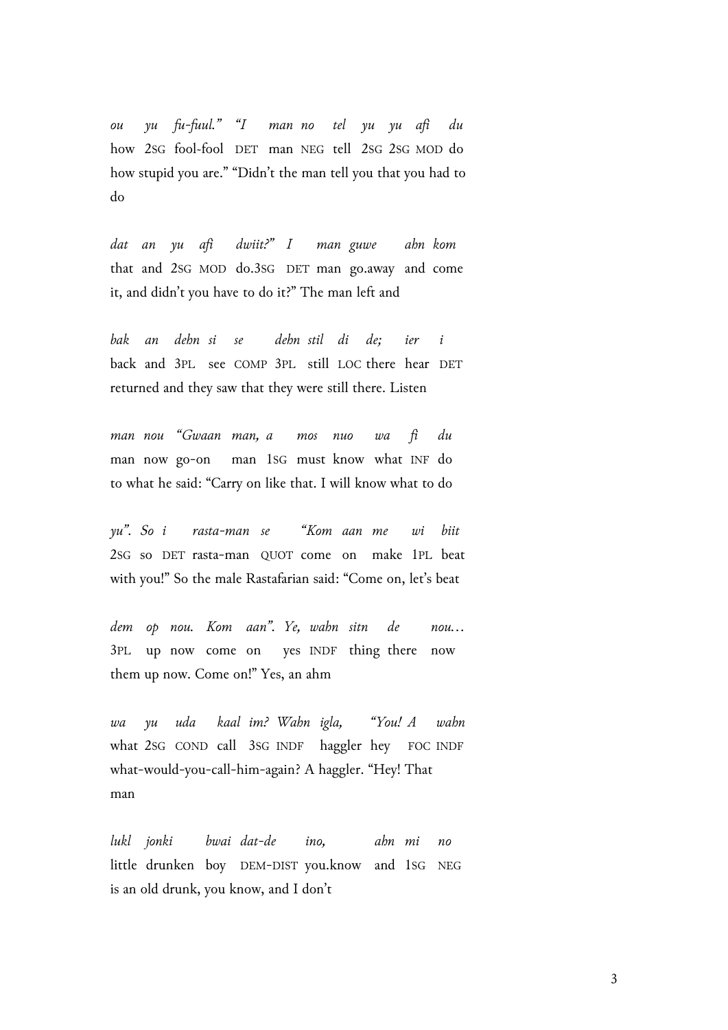*ou yu fu-fuul." "I man no tel yu yu afi du*
how 2SG fool-fool DET man NEG tell 2SG 2SG MOD do
how stupid you are." "Didn't the man tell you that you had to do

*dat an yu afi dwiit?" I man guwe ahn kom*
that and 2SG MOD do.3SG DET man go.away and come
it, and didn't you have to do it?" The man left and

*bak an dehn si se dehn stil di de; ier i*
back and 3PL see COMP 3PL still LOC there hear DET
returned and they saw that they were still there. Listen

*man nou "Gwaan man, a mos nuo wa fi du*
man now go-on man 1SG must know what INF do
to what he said: "Carry on like that. I will know what to do

*yu". So i rasta-man se "Kom aan me wi biit*
2SG so DET rasta-man QUOT come on make 1PL beat
with you!" So the male Rastafarian said: "Come on, let's beat

*dem op nou. Kom aan". Ye, wahn sitn de nou…*
3PL up now come on yes INDF thing there now
them up now. Come on!" Yes, an ahm

*wa yu uda kaal im? Wahn igla, "You! A wahn*
what 2SG COND call 3SG INDF haggler hey FOC INDF
what-would-you-call-him-again? A haggler. "Hey! That man

*lukl jonki bwai dat-de ino, ahn mi no*
little drunken boy DEM-DIST you.know and 1SG NEG
is an old drunk, you know, and I don't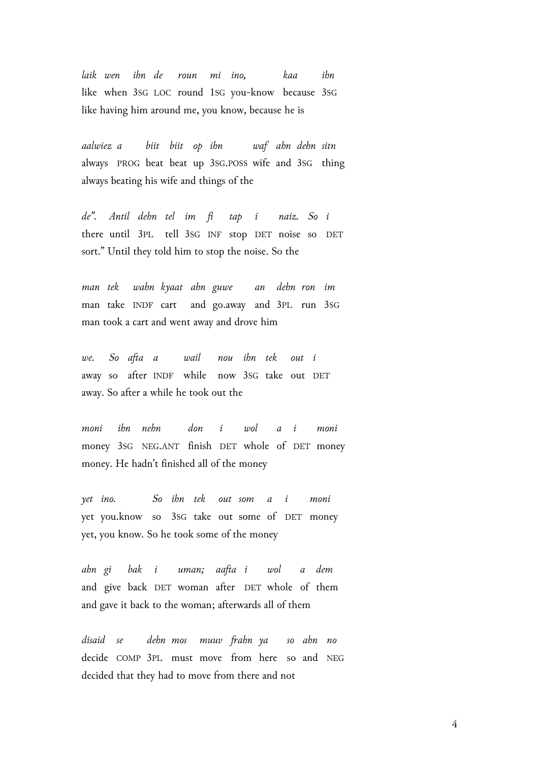*laik wen ihn de roun mi ino, kaa ihn*
like when 3SG LOC round 1SG you-know because 3SG
like having him around me, you know, because he is

*aalwiez a biit biit op ihn waf ahn dehn sitn*
always PROG beat beat up 3SG.POSS wife and 3SG thing
always beating his wife and things of the

*de". Antil dehn tel im fi tap i naiz. So i*
there until 3PL tell 3SG INF stop DET noise so DET
sort." Until they told him to stop the noise. So the

*man tek wahn kyaat ahn guwe an dehn ron im*
man take INDF cart and go.away and 3PL run 3SG
man took a cart and went away and drove him

*we. So afta a wail nou ihn tek out i*
away so after INDF while now 3SG take out DET
away. So after a while he took out the

*moni ihn nehn don i wol a i moni*
money 3SG NEG.ANT finish DET whole of DET money
money. He hadn't finished all of the money

*yet ino. So ihn tek out som a i moni*
yet you.know so 3SG take out some of DET money
yet, you know. So he took some of the money

*ahn gi bak i uman; aafta i wol a dem*
and give back DET woman after DET whole of them
and gave it back to the woman; afterwards all of them

*disaid se dehn mos muuv frahn ya so ahn no*
decide COMP 3PL must move from here so and NEG
decided that they had to move from there and not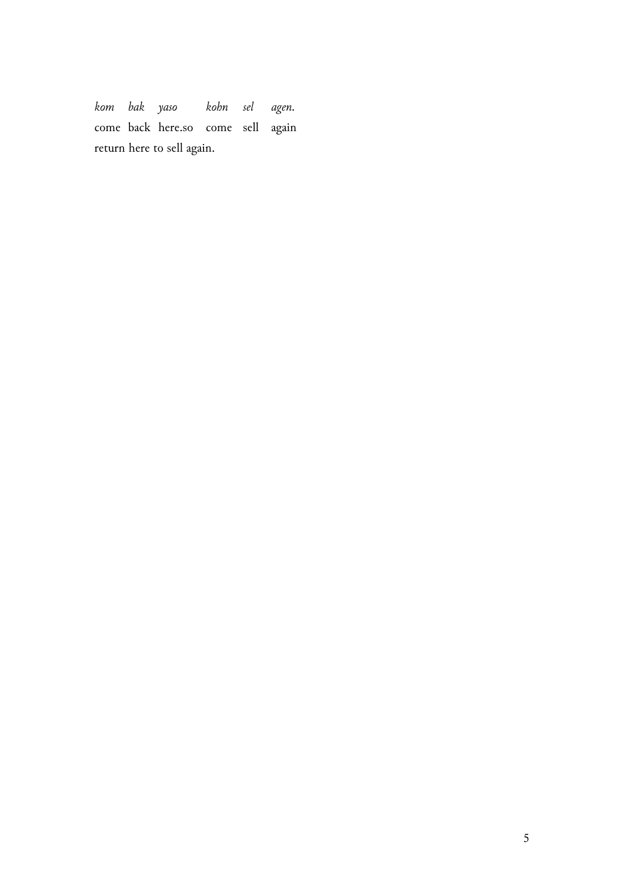*kom bak yaso kohn sel agen.*
come back here.so come sell again
return here to sell again.